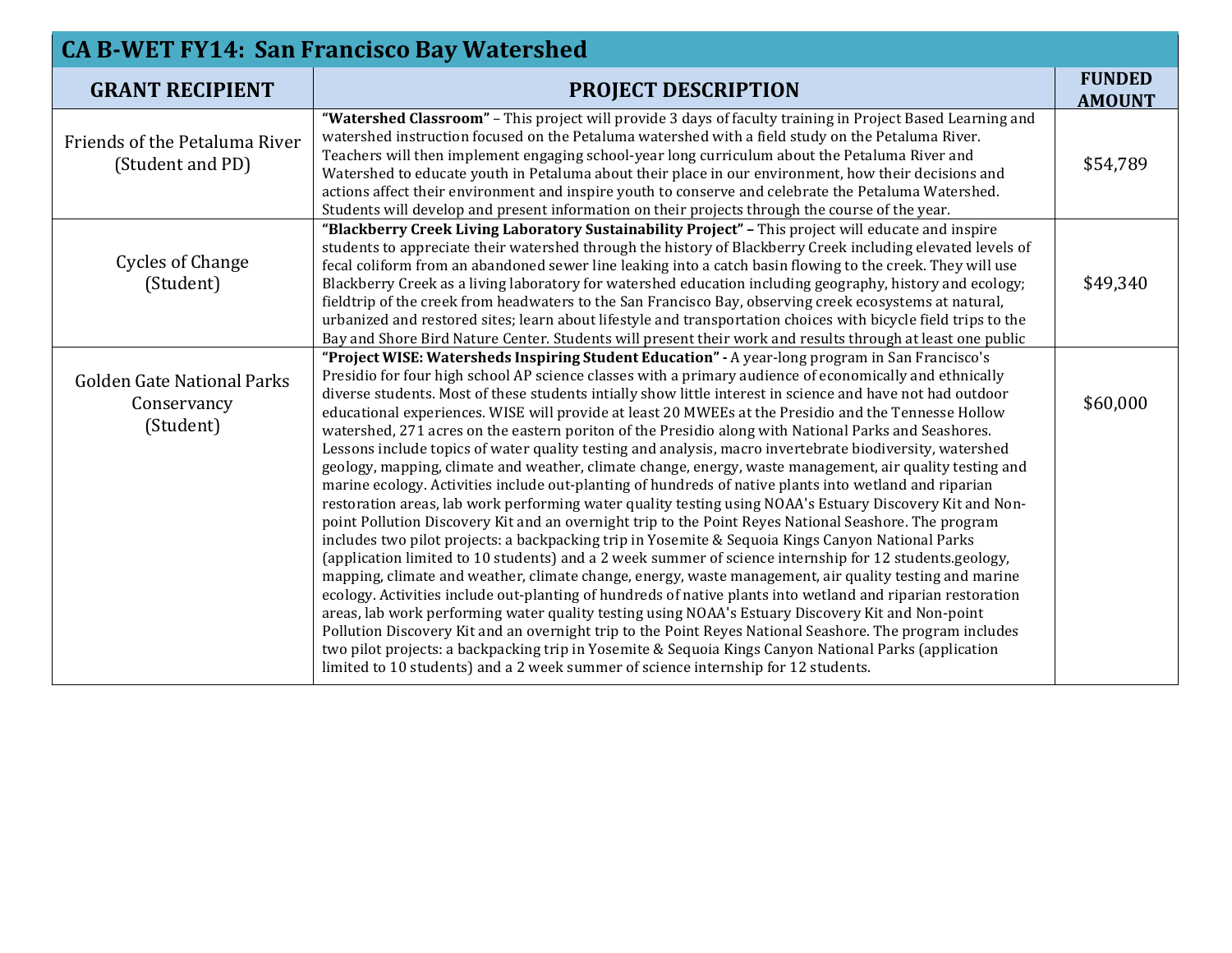# CA B-WET FY14: San Francisco Bay Watershed

| GRANT RECIPIENT | PROJECT DESCRIPTION | FUNDED AMOUNT |
|---|---|---|
| Friends of the Petaluma River (Student and PD) | **"Watershed Classroom"** – This project will provide 3 days of faculty training in Project Based Learning and watershed instruction focused on the Petaluma watershed with a field study on the Petaluma River. Teachers will then implement engaging school-year long curriculum about the Petaluma River and Watershed to educate youth in Petaluma about their place in our environment, how their decisions and actions affect their environment and inspire youth to conserve and celebrate the Petaluma Watershed. Students will develop and present information on their projects through the course of the year. | $54,789 |
| Cycles of Change (Student) | **"Blackberry Creek Living Laboratory Sustainability Project" –** This project will educate and inspire students to appreciate their watershed through the history of Blackberry Creek including elevated levels of fecal coliform from an abandoned sewer line leaking into a catch basin flowing to the creek. They will use Blackberry Creek as a living laboratory for watershed education including geography, history and ecology; fieldtrip of the creek from headwaters to the San Francisco Bay, observing creek ecosystems at natural, urbanized and restored sites; learn about lifestyle and transportation choices with bicycle field trips to the Bay and Shore Bird Nature Center. Students will present their work and results through at least one public | $49,340 |
| Golden Gate National Parks Conservancy (Student) | **"Project WISE: Watersheds Inspiring Student Education" -** A year-long program in San Francisco's Presidio for four high school AP science classes with a primary audience of economically and ethnically diverse students. Most of these students intially show little interest in science and have not had outdoor educational experiences. WISE will provide at least 20 MWEEs at the Presidio and the Tennesse Hollow watershed, 271 acres on the eastern poriton of the Presidio along with National Parks and Seashores. Lessons include topics of water quality testing and analysis, macro invertebrate biodiversity, watershed geology, mapping, climate and weather, climate change, energy, waste management, air quality testing and marine ecology. Activities include out-planting of hundreds of native plants into wetland and riparian restoration areas, lab work performing water quality testing using NOAA's Estuary Discovery Kit and Non-point Pollution Discovery Kit and an overnight trip to the Point Reyes National Seashore. The program includes two pilot projects: a backpacking trip in Yosemite & Sequoia Kings Canyon National Parks (application limited to 10 students) and a 2 week summer of science internship for 12 students.geology, mapping, climate and weather, climate change, energy, waste management, air quality testing and marine ecology. Activities include out-planting of hundreds of native plants into wetland and riparian restoration areas, lab work performing water quality testing using NOAA's Estuary Discovery Kit and Non-point Pollution Discovery Kit and an overnight trip to the Point Reyes National Seashore. The program includes two pilot projects: a backpacking trip in Yosemite & Sequoia Kings Canyon National Parks (application limited to 10 students) and a 2 week summer of science internship for 12 students. | $60,000 |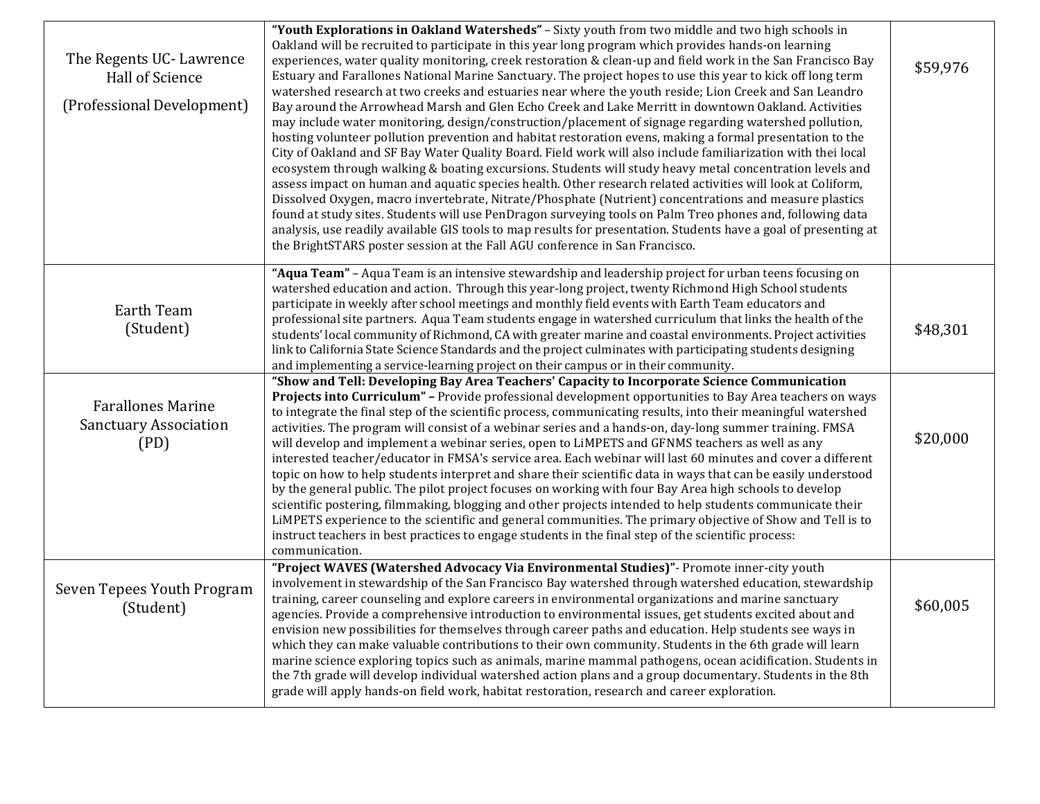| | | |
|---|---|---|
| The Regents UC- Lawrence Hall of Science (Professional Development) | **"Youth Explorations in Oakland Watersheds"** – Sixty youth from two middle and two high schools in Oakland will be recruited to participate in this year long program which provides hands-on learning experiences, water quality monitoring, creek restoration & clean-up and field work in the San Francisco Bay Estuary and Farallones National Marine Sanctuary. The project hopes to use this year to kick off long term watershed research at two creeks and estuaries near where the youth reside; Lion Creek and San Leandro Bay around the Arrowhead Marsh and Glen Echo Creek and Lake Merritt in downtown Oakland. Activities may include water monitoring, design/construction/placement of signage regarding watershed pollution, hosting volunteer pollution prevention and habitat restoration evens, making a formal presentation to the City of Oakland and SF Bay Water Quality Board. Field work will also include familiarization with thei local ecosystem through walking & boating excursions. Students will study heavy metal concentration levels and assess impact on human and aquatic species health. Other research related activities will look at Coliform, Dissolved Oxygen, macro invertebrate, Nitrate/Phosphate (Nutrient) concentrations and measure plastics found at study sites. Students will use PenDragon surveying tools on Palm Treo phones and, following data analysis, use readily available GIS tools to map results for presentation. Students have a goal of presenting at the BrightSTARS poster session at the Fall AGU conference in San Francisco. | $59,976 |
| Earth Team (Student) | **"Aqua Team"** – Aqua Team is an intensive stewardship and leadership project for urban teens focusing on watershed education and action. Through this year-long project, twenty Richmond High School students participate in weekly after school meetings and monthly field events with Earth Team educators and professional site partners. Aqua Team students engage in watershed curriculum that links the health of the students' local community of Richmond, CA with greater marine and coastal environments. Project activities link to California State Science Standards and the project culminates with participating students designing and implementing a service-learning project on their campus or in their community. | $48,301 |
| Farallones Marine Sanctuary Association (PD) | **"Show and Tell: Developing Bay Area Teachers' Capacity to Incorporate Science Communication Projects into Curriculum" –** Provide professional development opportunities to Bay Area teachers on ways to integrate the final step of the scientific process, communicating results, into their meaningful watershed activities. The program will consist of a webinar series and a hands-on, day-long summer training. FMSA will develop and implement a webinar series, open to LiMPETS and GFNMS teachers as well as any interested teacher/educator in FMSA's service area. Each webinar will last 60 minutes and cover a different topic on how to help students interpret and share their scientific data in ways that can be easily understood by the general public. The pilot project focuses on working with four Bay Area high schools to develop scientific postering, filmmaking, blogging and other projects intended to help students communicate their LiMPETS experience to the scientific and general communities. The primary objective of Show and Tell is to instruct teachers in best practices to engage students in the final step of the scientific process: communication. | $20,000 |
| Seven Tepees Youth Program (Student) | **"Project WAVES (Watershed Advocacy Via Environmental Studies)"**- Promote inner-city youth involvement in stewardship of the San Francisco Bay watershed through watershed education, stewardship training, career counseling and explore careers in environmental organizations and marine sanctuary agencies. Provide a comprehensive introduction to environmental issues, get students excited about and envision new possibilities for themselves through career paths and education. Help students see ways in which they can make valuable contributions to their own community. Students in the 6th grade will learn marine science exploring topics such as animals, marine mammal pathogens, ocean acidification. Students in the 7th grade will develop individual watershed action plans and a group documentary. Students in the 8th grade will apply hands-on field work, habitat restoration, research and career exploration. | $60,005 |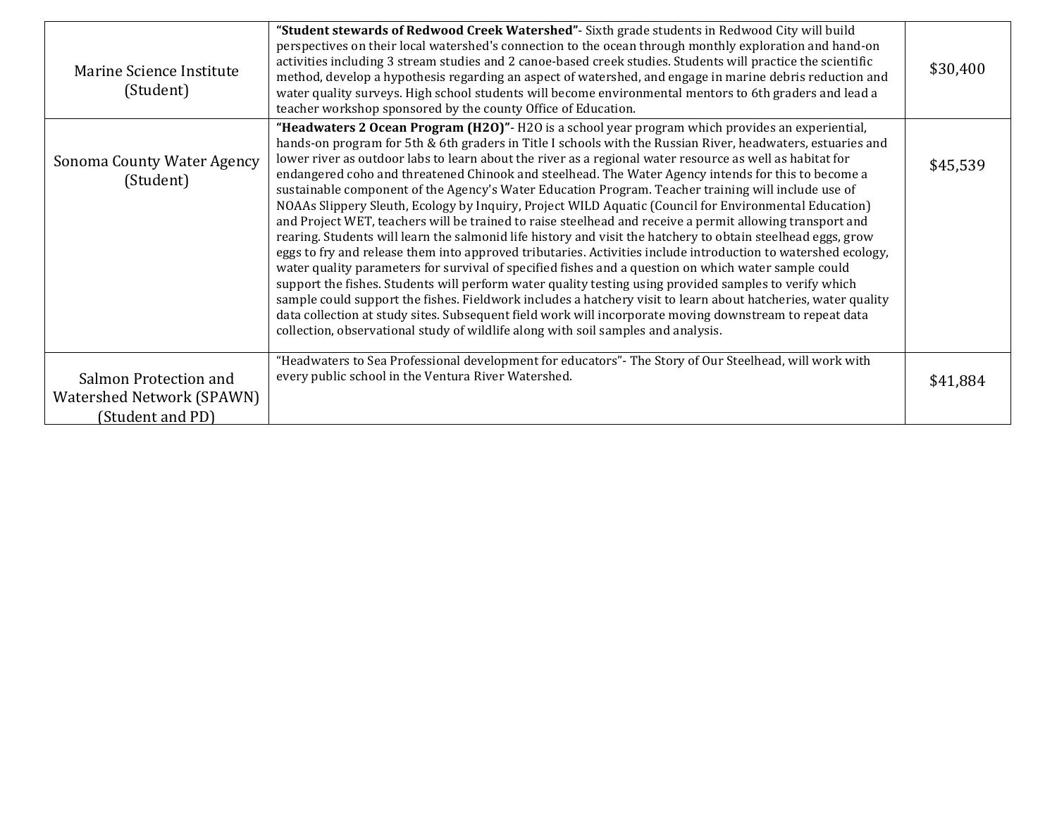| | | |
|---|---|---|
| Marine Science Institute (Student) | **"Student stewards of Redwood Creek Watershed"**- Sixth grade students in Redwood City will build perspectives on their local watershed's connection to the ocean through monthly exploration and hand-on activities including 3 stream studies and 2 canoe-based creek studies. Students will practice the scientific method, develop a hypothesis regarding an aspect of watershed, and engage in marine debris reduction and water quality surveys. High school students will become environmental mentors to 6th graders and lead a teacher workshop sponsored by the county Office of Education. | $30,400 |
| Sonoma County Water Agency (Student) | **"Headwaters 2 Ocean Program (H2O)"**- H2O is a school year program which provides an experiential, hands-on program for 5th & 6th graders in Title I schools with the Russian River, headwaters, estuaries and lower river as outdoor labs to learn about the river as a regional water resource as well as habitat for endangered coho and threatened Chinook and steelhead. The Water Agency intends for this to become a sustainable component of the Agency's Water Education Program. Teacher training will include use of NOAAs Slippery Sleuth, Ecology by Inquiry, Project WILD Aquatic (Council for Environmental Education) and Project WET, teachers will be trained to raise steelhead and receive a permit allowing transport and rearing. Students will learn the salmonid life history and visit the hatchery to obtain steelhead eggs, grow eggs to fry and release them into approved tributaries. Activities include introduction to watershed ecology, water quality parameters for survival of specified fishes and a question on which water sample could support the fishes. Students will perform water quality testing using provided samples to verify which sample could support the fishes. Fieldwork includes a hatchery visit to learn about hatcheries, water quality data collection at study sites. Subsequent field work will incorporate moving downstream to repeat data collection, observational study of wildlife along with soil samples and analysis. | $45,539 |
| Salmon Protection and Watershed Network (SPAWN) (Student and PD) | "Headwaters to Sea Professional development for educators"- The Story of Our Steelhead, will work with every public school in the Ventura River Watershed. | $41,884 |